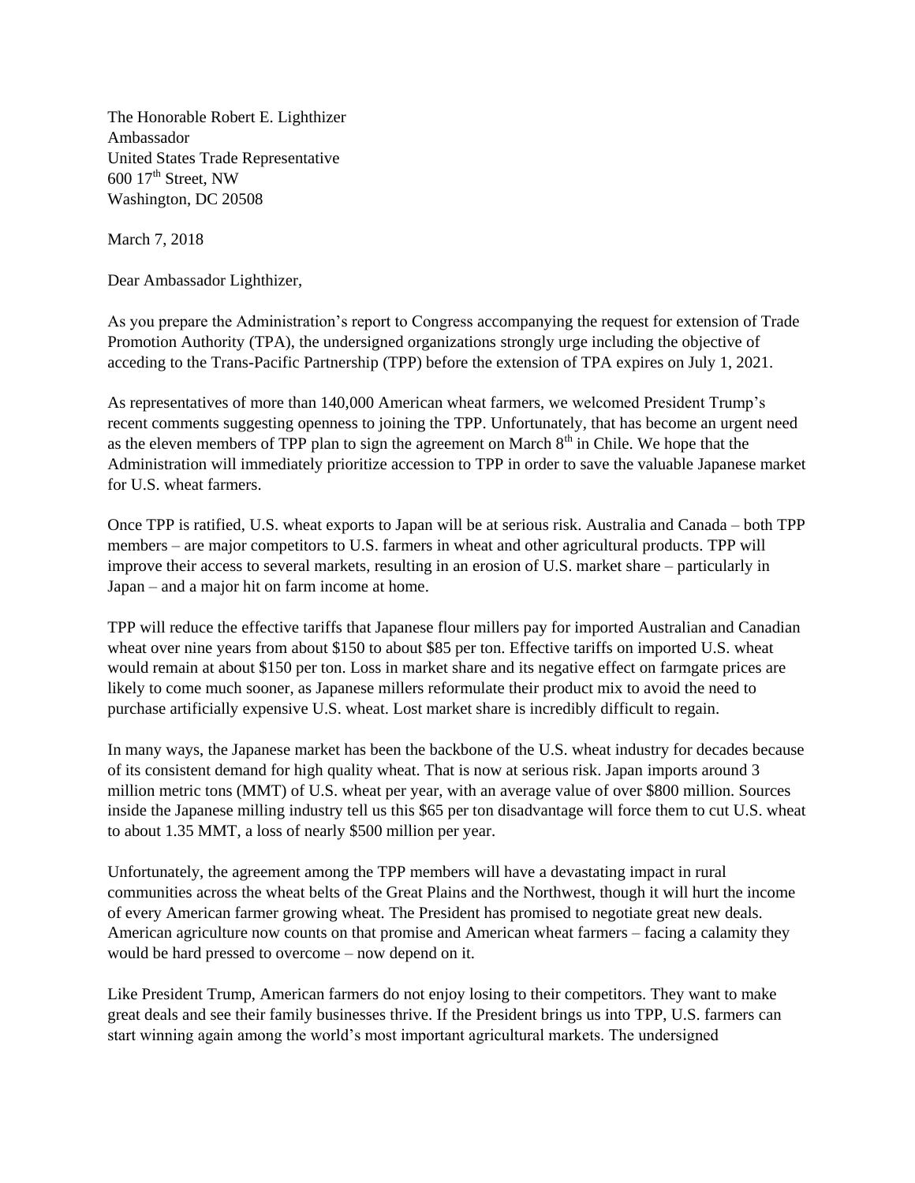The Honorable Robert E. Lighthizer
Ambassador
United States Trade Representative
600 17th Street, NW
Washington, DC 20508

March 7, 2018

Dear Ambassador Lighthizer,

As you prepare the Administration's report to Congress accompanying the request for extension of Trade Promotion Authority (TPA), the undersigned organizations strongly urge including the objective of acceding to the Trans-Pacific Partnership (TPP) before the extension of TPA expires on July 1, 2021.

As representatives of more than 140,000 American wheat farmers, we welcomed President Trump's recent comments suggesting openness to joining the TPP. Unfortunately, that has become an urgent need as the eleven members of TPP plan to sign the agreement on March 8th in Chile. We hope that the Administration will immediately prioritize accession to TPP in order to save the valuable Japanese market for U.S. wheat farmers.

Once TPP is ratified, U.S. wheat exports to Japan will be at serious risk. Australia and Canada – both TPP members – are major competitors to U.S. farmers in wheat and other agricultural products. TPP will improve their access to several markets, resulting in an erosion of U.S. market share – particularly in Japan – and a major hit on farm income at home.

TPP will reduce the effective tariffs that Japanese flour millers pay for imported Australian and Canadian wheat over nine years from about $150 to about $85 per ton. Effective tariffs on imported U.S. wheat would remain at about $150 per ton. Loss in market share and its negative effect on farmgate prices are likely to come much sooner, as Japanese millers reformulate their product mix to avoid the need to purchase artificially expensive U.S. wheat. Lost market share is incredibly difficult to regain.

In many ways, the Japanese market has been the backbone of the U.S. wheat industry for decades because of its consistent demand for high quality wheat. That is now at serious risk. Japan imports around 3 million metric tons (MMT) of U.S. wheat per year, with an average value of over $800 million. Sources inside the Japanese milling industry tell us this $65 per ton disadvantage will force them to cut U.S. wheat to about 1.35 MMT, a loss of nearly $500 million per year.

Unfortunately, the agreement among the TPP members will have a devastating impact in rural communities across the wheat belts of the Great Plains and the Northwest, though it will hurt the income of every American farmer growing wheat. The President has promised to negotiate great new deals. American agriculture now counts on that promise and American wheat farmers – facing a calamity they would be hard pressed to overcome – now depend on it.

Like President Trump, American farmers do not enjoy losing to their competitors. They want to make great deals and see their family businesses thrive. If the President brings us into TPP, U.S. farmers can start winning again among the world's most important agricultural markets. The undersigned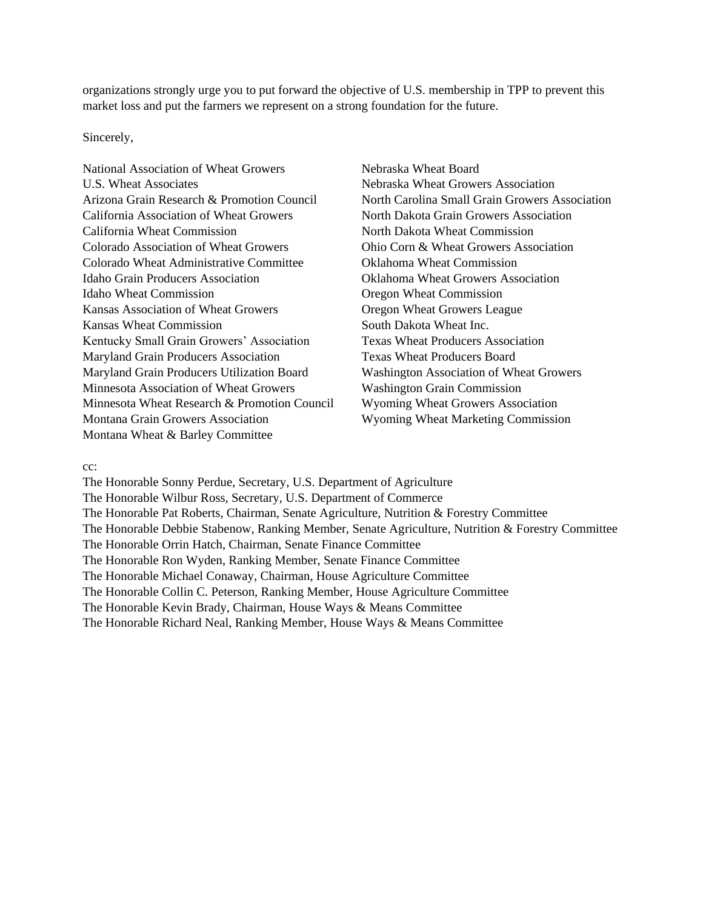organizations strongly urge you to put forward the objective of U.S. membership in TPP to prevent this market loss and put the farmers we represent on a strong foundation for the future.

Sincerely,

National Association of Wheat Growers
U.S. Wheat Associates
Arizona Grain Research & Promotion Council
California Association of Wheat Growers
California Wheat Commission
Colorado Association of Wheat Growers
Colorado Wheat Administrative Committee
Idaho Grain Producers Association
Idaho Wheat Commission
Kansas Association of Wheat Growers
Kansas Wheat Commission
Kentucky Small Grain Growers' Association
Maryland Grain Producers Association
Maryland Grain Producers Utilization Board
Minnesota Association of Wheat Growers
Minnesota Wheat Research & Promotion Council
Montana Grain Growers Association
Montana Wheat & Barley Committee
Nebraska Wheat Board
Nebraska Wheat Growers Association
North Carolina Small Grain Growers Association
North Dakota Grain Growers Association
North Dakota Wheat Commission
Ohio Corn & Wheat Growers Association
Oklahoma Wheat Commission
Oklahoma Wheat Growers Association
Oregon Wheat Commission
Oregon Wheat Growers League
South Dakota Wheat Inc.
Texas Wheat Producers Association
Texas Wheat Producers Board
Washington Association of Wheat Growers
Washington Grain Commission
Wyoming Wheat Growers Association
Wyoming Wheat Marketing Commission

cc:
The Honorable Sonny Perdue, Secretary, U.S. Department of Agriculture
The Honorable Wilbur Ross, Secretary, U.S. Department of Commerce
The Honorable Pat Roberts, Chairman, Senate Agriculture, Nutrition & Forestry Committee
The Honorable Debbie Stabenow, Ranking Member, Senate Agriculture, Nutrition & Forestry Committee
The Honorable Orrin Hatch, Chairman, Senate Finance Committee
The Honorable Ron Wyden, Ranking Member, Senate Finance Committee
The Honorable Michael Conaway, Chairman, House Agriculture Committee
The Honorable Collin C. Peterson, Ranking Member, House Agriculture Committee
The Honorable Kevin Brady, Chairman, House Ways & Means Committee
The Honorable Richard Neal, Ranking Member, House Ways & Means Committee